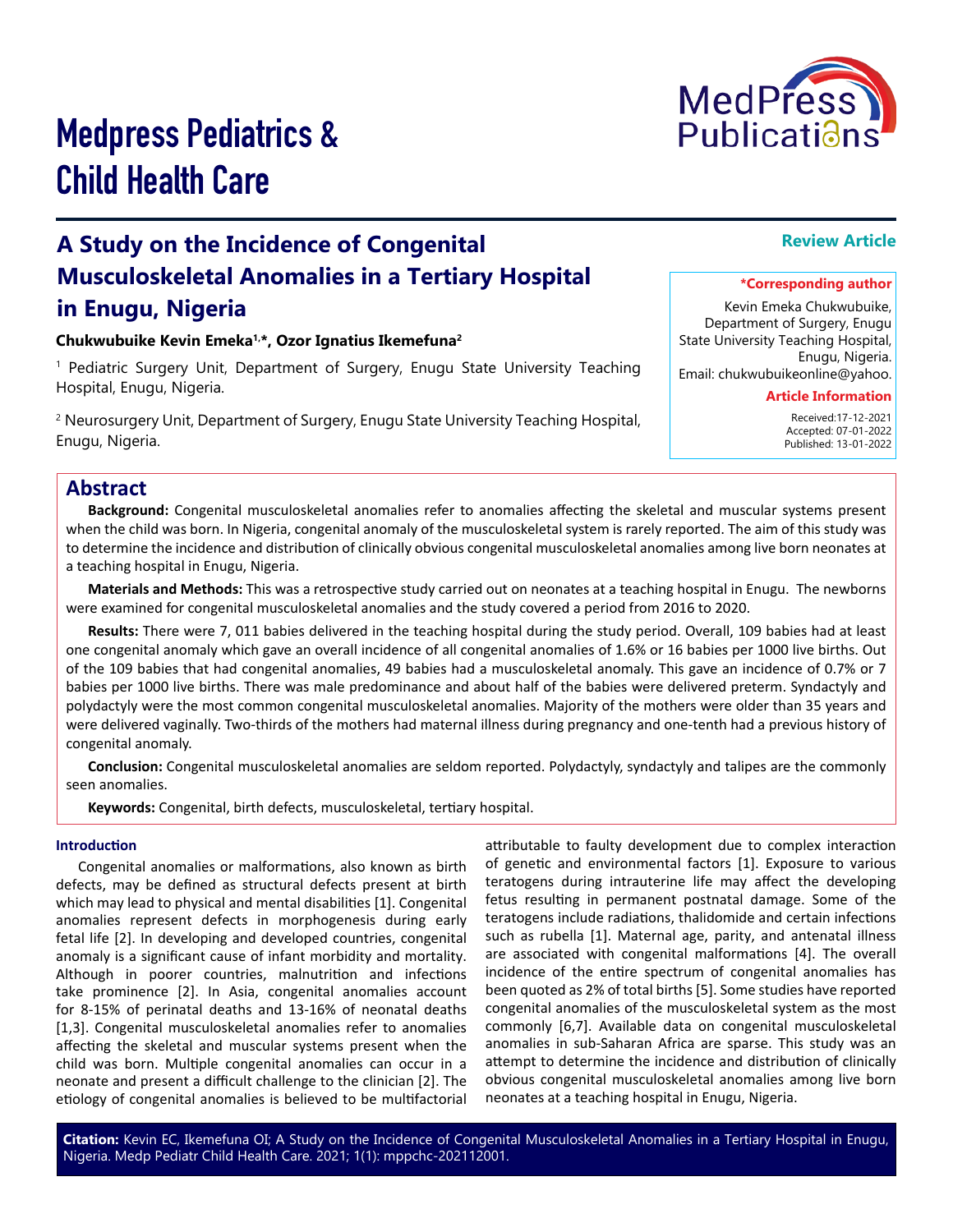# Medpress Pediatrics & Child Health Care

MedPress Publications

## A Study on the Incidence of Congenital Musculoskeletal Anomalies in a Tertiary Hospital in Enugu, Nigeria

**Review Article**

**Chukwubuike Kevin Emeka[1,*], Ozor Ignatius Ikemefuna[2]**

[1] Pediatric Surgery Unit, Department of Surgery, Enugu State University Teaching Hospital, Enugu, Nigeria.

[2] Neurosurgery Unit, Department of Surgery, Enugu State University Teaching Hospital, Enugu, Nigeria.

**\*Corresponding author**

Kevin Emeka Chukwubuike, Department of Surgery, Enugu State University Teaching Hospital, Enugu, Nigeria.
Email: chukwubuikeonline@yahoo.

**Article Information**

Received:17-12-2021
Accepted: 07-01-2022
Published: 13-01-2022

## Abstract

**Background:** Congenital musculoskeletal anomalies refer to anomalies affecting the skeletal and muscular systems present when the child was born. In Nigeria, congenital anomaly of the musculoskeletal system is rarely reported. The aim of this study was to determine the incidence and distribution of clinically obvious congenital musculoskeletal anomalies among live born neonates at a teaching hospital in Enugu, Nigeria.

**Materials and Methods:** This was a retrospective study carried out on neonates at a teaching hospital in Enugu. The newborns were examined for congenital musculoskeletal anomalies and the study covered a period from 2016 to 2020.

**Results:** There were 7, 011 babies delivered in the teaching hospital during the study period. Overall, 109 babies had at least one congenital anomaly which gave an overall incidence of all congenital anomalies of 1.6% or 16 babies per 1000 live births. Out of the 109 babies that had congenital anomalies, 49 babies had a musculoskeletal anomaly. This gave an incidence of 0.7% or 7 babies per 1000 live births. There was male predominance and about half of the babies were delivered preterm. Syndactyly and polydactyly were the most common congenital musculoskeletal anomalies. Majority of the mothers were older than 35 years and were delivered vaginally. Two-thirds of the mothers had maternal illness during pregnancy and one-tenth had a previous history of congenital anomaly.

**Conclusion:** Congenital musculoskeletal anomalies are seldom reported. Polydactyly, syndactyly and talipes are the commonly seen anomalies.

**Keywords:** Congenital, birth defects, musculoskeletal, tertiary hospital.

### Introduction

Congenital anomalies or malformations, also known as birth defects, may be defined as structural defects present at birth which may lead to physical and mental disabilities [1]. Congenital anomalies represent defects in morphogenesis during early fetal life [2]. In developing and developed countries, congenital anomaly is a significant cause of infant morbidity and mortality. Although in poorer countries, malnutrition and infections take prominence [2]. In Asia, congenital anomalies account for 8-15% of perinatal deaths and 13-16% of neonatal deaths [1,3]. Congenital musculoskeletal anomalies refer to anomalies affecting the skeletal and muscular systems present when the child was born. Multiple congenital anomalies can occur in a neonate and present a difficult challenge to the clinician [2]. The etiology of congenital anomalies is believed to be multifactorial attributable to faulty development due to complex interaction of genetic and environmental factors [1]. Exposure to various teratogens during intrauterine life may affect the developing fetus resulting in permanent postnatal damage. Some of the teratogens include radiations, thalidomide and certain infections such as rubella [1]. Maternal age, parity, and antenatal illness are associated with congenital malformations [4]. The overall incidence of the entire spectrum of congenital anomalies has been quoted as 2% of total births [5]. Some studies have reported congenital anomalies of the musculoskeletal system as the most commonly [6,7]. Available data on congenital musculoskeletal anomalies in sub-Saharan Africa are sparse. This study was an attempt to determine the incidence and distribution of clinically obvious congenital musculoskeletal anomalies among live born neonates at a teaching hospital in Enugu, Nigeria.

**Citation:** Kevin EC, Ikemefuna OI; A Study on the Incidence of Congenital Musculoskeletal Anomalies in a Tertiary Hospital in Enugu, Nigeria. Medp Pediatr Child Health Care. 2021; 1(1): mppchc-202112001.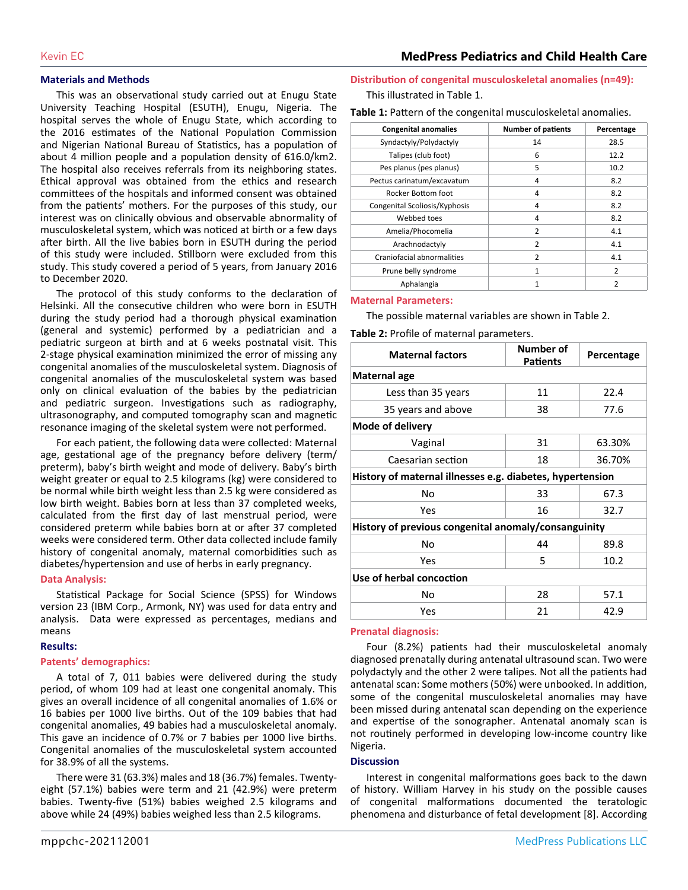## Materials and Methods

This was an observational study carried out at Enugu State University Teaching Hospital (ESUTH), Enugu, Nigeria. The hospital serves the whole of Enugu State, which according to the 2016 estimates of the National Population Commission and Nigerian National Bureau of Statistics, has a population of about 4 million people and a population density of 616.0/km2. The hospital also receives referrals from its neighboring states. Ethical approval was obtained from the ethics and research committees of the hospitals and informed consent was obtained from the patients' mothers. For the purposes of this study, our interest was on clinically obvious and observable abnormality of musculoskeletal system, which was noticed at birth or a few days after birth. All the live babies born in ESUTH during the period of this study were included. Stillborn were excluded from this study. This study covered a period of 5 years, from January 2016 to December 2020.

The protocol of this study conforms to the declaration of Helsinki. All the consecutive children who were born in ESUTH during the study period had a thorough physical examination (general and systemic) performed by a pediatrician and a pediatric surgeon at birth and at 6 weeks postnatal visit. This 2-stage physical examination minimized the error of missing any congenital anomalies of the musculoskeletal system. Diagnosis of congenital anomalies of the musculoskeletal system was based only on clinical evaluation of the babies by the pediatrician and pediatric surgeon. Investigations such as radiography, ultrasonography, and computed tomography scan and magnetic resonance imaging of the skeletal system were not performed.

For each patient, the following data were collected: Maternal age, gestational age of the pregnancy before delivery (term/preterm), baby's birth weight and mode of delivery. Baby's birth weight greater or equal to 2.5 kilograms (kg) were considered to be normal while birth weight less than 2.5 kg were considered as low birth weight. Babies born at less than 37 completed weeks, calculated from the first day of last menstrual period, were considered preterm while babies born at or after 37 completed weeks were considered term. Other data collected include family history of congenital anomaly, maternal comorbidities such as diabetes/hypertension and use of herbs in early pregnancy.

### Data Analysis:

Statistical Package for Social Science (SPSS) for Windows version 23 (IBM Corp., Armonk, NY) was used for data entry and analysis. Data were expressed as percentages, medians and means

## Results:

### Patents' demographics:

A total of 7, 011 babies were delivered during the study period, of whom 109 had at least one congenital anomaly. This gives an overall incidence of all congenital anomalies of 1.6% or 16 babies per 1000 live births. Out of the 109 babies that had congenital anomalies, 49 babies had a musculoskeletal anomaly. This gave an incidence of 0.7% or 7 babies per 1000 live births. Congenital anomalies of the musculoskeletal system accounted for 38.9% of all the systems.

There were 31 (63.3%) males and 18 (36.7%) females. Twenty-eight (57.1%) babies were term and 21 (42.9%) were preterm babies. Twenty-five (51%) babies weighed 2.5 kilograms and above while 24 (49%) babies weighed less than 2.5 kilograms.

### Distribution of congenital musculoskeletal anomalies (n=49):

This illustrated in Table 1.

**Table 1:** Pattern of the congenital musculoskeletal anomalies.

| Congenital anomalies | Number of patients | Percentage |
|---|---|---|
| Syndactyly/Polydactyly | 14 | 28.5 |
| Talipes (club foot) | 6 | 12.2 |
| Pes planus (pes planus) | 5 | 10.2 |
| Pectus carinatum/excavatum | 4 | 8.2 |
| Rocker Bottom foot | 4 | 8.2 |
| Congenital Scoliosis/Kyphosis | 4 | 8.2 |
| Webbed toes | 4 | 8.2 |
| Amelia/Phocomelia | 2 | 4.1 |
| Arachnodactyly | 2 | 4.1 |
| Craniofacial abnormalities | 2 | 4.1 |
| Prune belly syndrome | 1 | 2 |
| Aphalangia | 1 | 2 |

### Maternal Parameters:

The possible maternal variables are shown in Table 2.

**Table 2:** Profile of maternal parameters.

| Maternal factors | Number of Patients | Percentage |
|---|---|---|
| **Maternal age** | | |
| Less than 35 years | 11 | 22.4 |
| 35 years and above | 38 | 77.6 |
| **Mode of delivery** | | |
| Vaginal | 31 | 63.30% |
| Caesarian section | 18 | 36.70% |
| **History of maternal illnesses e.g. diabetes, hypertension** | | |
| No | 33 | 67.3 |
| Yes | 16 | 32.7 |
| **History of previous congenital anomaly/consanguinity** | | |
| No | 44 | 89.8 |
| Yes | 5 | 10.2 |
| **Use of herbal concoction** | | |
| No | 28 | 57.1 |
| Yes | 21 | 42.9 |

### Prenatal diagnosis:

Four (8.2%) patients had their musculoskeletal anomaly diagnosed prenatally during antenatal ultrasound scan. Two were polydactyly and the other 2 were talipes. Not all the patients had antenatal scan: Some mothers (50%) were unbooked. In addition, some of the congenital musculoskeletal anomalies may have been missed during antenatal scan depending on the experience and expertise of the sonographer. Antenatal anomaly scan is not routinely performed in developing low-income country like Nigeria.

## Discussion

Interest in congenital malformations goes back to the dawn of history. William Harvey in his study on the possible causes of congenital malformations documented the teratologic phenomena and disturbance of fetal development [8]. According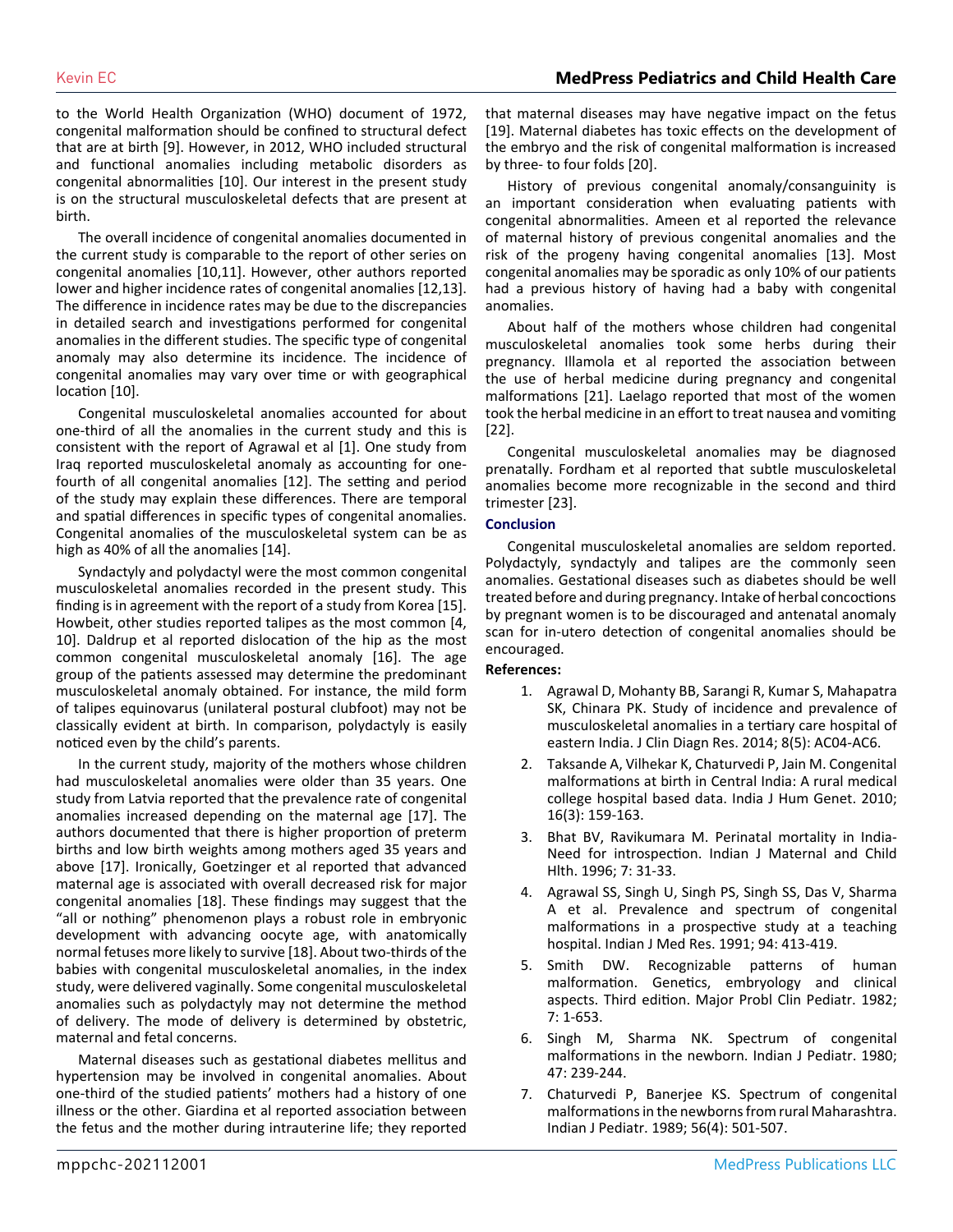to the World Health Organization (WHO) document of 1972, congenital malformation should be confined to structural defect that are at birth [9]. However, in 2012, WHO included structural and functional anomalies including metabolic disorders as congenital abnormalities [10]. Our interest in the present study is on the structural musculoskeletal defects that are present at birth.

The overall incidence of congenital anomalies documented in the current study is comparable to the report of other series on congenital anomalies [10,11]. However, other authors reported lower and higher incidence rates of congenital anomalies [12,13]. The difference in incidence rates may be due to the discrepancies in detailed search and investigations performed for congenital anomalies in the different studies. The specific type of congenital anomaly may also determine its incidence. The incidence of congenital anomalies may vary over time or with geographical location [10].

Congenital musculoskeletal anomalies accounted for about one-third of all the anomalies in the current study and this is consistent with the report of Agrawal et al [1]. One study from Iraq reported musculoskeletal anomaly as accounting for one-fourth of all congenital anomalies [12]. The setting and period of the study may explain these differences. There are temporal and spatial differences in specific types of congenital anomalies. Congenital anomalies of the musculoskeletal system can be as high as 40% of all the anomalies [14].

Syndactyly and polydactyl were the most common congenital musculoskeletal anomalies recorded in the present study. This finding is in agreement with the report of a study from Korea [15]. Howbeit, other studies reported talipes as the most common [4, 10]. Daldrup et al reported dislocation of the hip as the most common congenital musculoskeletal anomaly [16]. The age group of the patients assessed may determine the predominant musculoskeletal anomaly obtained. For instance, the mild form of talipes equinovarus (unilateral postural clubfoot) may not be classically evident at birth. In comparison, polydactyly is easily noticed even by the child's parents.

In the current study, majority of the mothers whose children had musculoskeletal anomalies were older than 35 years. One study from Latvia reported that the prevalence rate of congenital anomalies increased depending on the maternal age [17]. The authors documented that there is higher proportion of preterm births and low birth weights among mothers aged 35 years and above [17]. Ironically, Goetzinger et al reported that advanced maternal age is associated with overall decreased risk for major congenital anomalies [18]. These findings may suggest that the "all or nothing" phenomenon plays a robust role in embryonic development with advancing oocyte age, with anatomically normal fetuses more likely to survive [18]. About two-thirds of the babies with congenital musculoskeletal anomalies, in the index study, were delivered vaginally. Some congenital musculoskeletal anomalies such as polydactyly may not determine the method of delivery. The mode of delivery is determined by obstetric, maternal and fetal concerns.

Maternal diseases such as gestational diabetes mellitus and hypertension may be involved in congenital anomalies. About one-third of the studied patients' mothers had a history of one illness or the other. Giardina et al reported association between the fetus and the mother during intrauterine life; they reported that maternal diseases may have negative impact on the fetus [19]. Maternal diabetes has toxic effects on the development of the embryo and the risk of congenital malformation is increased by three- to four folds [20].

History of previous congenital anomaly/consanguinity is an important consideration when evaluating patients with congenital abnormalities. Ameen et al reported the relevance of maternal history of previous congenital anomalies and the risk of the progeny having congenital anomalies [13]. Most congenital anomalies may be sporadic as only 10% of our patients had a previous history of having had a baby with congenital anomalies.

About half of the mothers whose children had congenital musculoskeletal anomalies took some herbs during their pregnancy. Illamola et al reported the association between the use of herbal medicine during pregnancy and congenital malformations [21]. Laelago reported that most of the women took the herbal medicine in an effort to treat nausea and vomiting [22].

Congenital musculoskeletal anomalies may be diagnosed prenatally. Fordham et al reported that subtle musculoskeletal anomalies become more recognizable in the second and third trimester [23].

## Conclusion

Congenital musculoskeletal anomalies are seldom reported. Polydactyly, syndactyly and talipes are the commonly seen anomalies. Gestational diseases such as diabetes should be well treated before and during pregnancy. Intake of herbal concoctions by pregnant women is to be discouraged and antenatal anomaly scan for in-utero detection of congenital anomalies should be encouraged.

## References:

1. Agrawal D, Mohanty BB, Sarangi R, Kumar S, Mahapatra SK, Chinara PK. Study of incidence and prevalence of musculoskeletal anomalies in a tertiary care hospital of eastern India. J Clin Diagn Res. 2014; 8(5): AC04-AC6.
2. Taksande A, Vilhekar K, Chaturvedi P, Jain M. Congenital malformations at birth in Central India: A rural medical college hospital based data. India J Hum Genet. 2010; 16(3): 159-163.
3. Bhat BV, Ravikumara M. Perinatal mortality in India-Need for introspection. Indian J Maternal and Child Hlth. 1996; 7: 31-33.
4. Agrawal SS, Singh U, Singh PS, Singh SS, Das V, Sharma A et al. Prevalence and spectrum of congenital malformations in a prospective study at a teaching hospital. Indian J Med Res. 1991; 94: 413-419.
5. Smith DW. Recognizable patterns of human malformation. Genetics, embryology and clinical aspects. Third edition. Major Probl Clin Pediatr. 1982; 7: 1-653.
6. Singh M, Sharma NK. Spectrum of congenital malformations in the newborn. Indian J Pediatr. 1980; 47: 239-244.
7. Chaturvedi P, Banerjee KS. Spectrum of congenital malformations in the newborns from rural Maharashtra. Indian J Pediatr. 1989; 56(4): 501-507.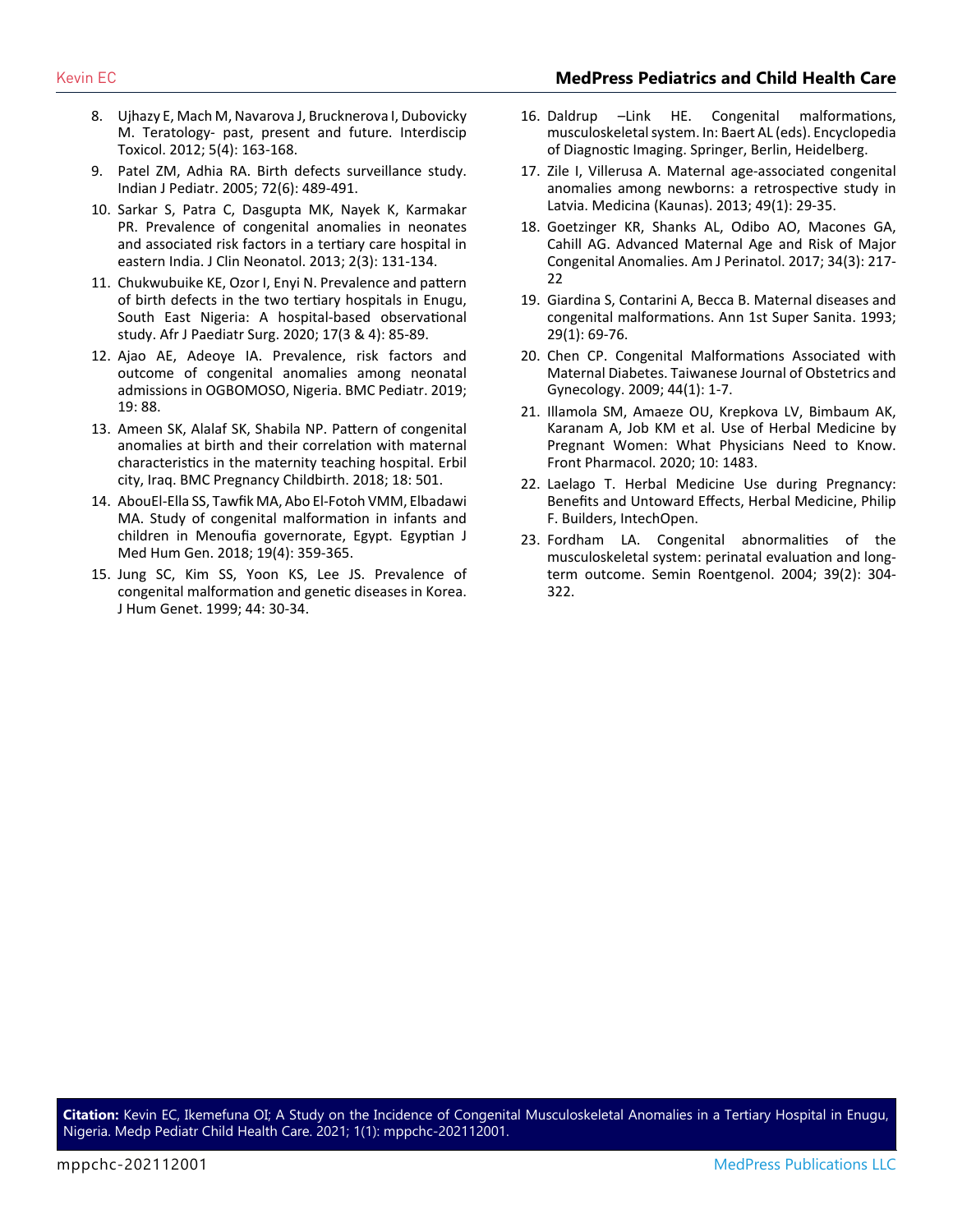8. Ujhazy E, Mach M, Navarova J, Brucknerova I, Dubovicky M. Teratology- past, present and future. Interdiscip Toxicol. 2012; 5(4): 163-168.
9. Patel ZM, Adhia RA. Birth defects surveillance study. Indian J Pediatr. 2005; 72(6): 489-491.
10. Sarkar S, Patra C, Dasgupta MK, Nayek K, Karmakar PR. Prevalence of congenital anomalies in neonates and associated risk factors in a tertiary care hospital in eastern India. J Clin Neonatol. 2013; 2(3): 131-134.
11. Chukwubuike KE, Ozor I, Enyi N. Prevalence and pattern of birth defects in the two tertiary hospitals in Enugu, South East Nigeria: A hospital-based observational study. Afr J Paediatr Surg. 2020; 17(3 & 4): 85-89.
12. Ajao AE, Adeoye IA. Prevalence, risk factors and outcome of congenital anomalies among neonatal admissions in OGBOMOSO, Nigeria. BMC Pediatr. 2019; 19: 88.
13. Ameen SK, Alalaf SK, Shabila NP. Pattern of congenital anomalies at birth and their correlation with maternal characteristics in the maternity teaching hospital. Erbil city, Iraq. BMC Pregnancy Childbirth. 2018; 18: 501.
14. AbouEl-Ella SS, Tawfik MA, Abo El-Fotoh VMM, Elbadawi MA. Study of congenital malformation in infants and children in Menoufia governorate, Egypt. Egyptian J Med Hum Gen. 2018; 19(4): 359-365.
15. Jung SC, Kim SS, Yoon KS, Lee JS. Prevalence of congenital malformation and genetic diseases in Korea. J Hum Genet. 1999; 44: 30-34.
16. Daldrup –Link HE. Congenital malformations, musculoskeletal system. In: Baert AL (eds). Encyclopedia of Diagnostic Imaging. Springer, Berlin, Heidelberg.
17. Zile I, Villerusa A. Maternal age-associated congenital anomalies among newborns: a retrospective study in Latvia. Medicina (Kaunas). 2013; 49(1): 29-35.
18. Goetzinger KR, Shanks AL, Odibo AO, Macones GA, Cahill AG. Advanced Maternal Age and Risk of Major Congenital Anomalies. Am J Perinatol. 2017; 34(3): 217-22
19. Giardina S, Contarini A, Becca B. Maternal diseases and congenital malformations. Ann 1st Super Sanita. 1993; 29(1): 69-76.
20. Chen CP. Congenital Malformations Associated with Maternal Diabetes. Taiwanese Journal of Obstetrics and Gynecology. 2009; 44(1): 1-7.
21. Illamola SM, Amaeze OU, Krepkova LV, Bimbaum AK, Karanam A, Job KM et al. Use of Herbal Medicine by Pregnant Women: What Physicians Need to Know. Front Pharmacol. 2020; 10: 1483.
22. Laelago T. Herbal Medicine Use during Pregnancy: Benefits and Untoward Effects, Herbal Medicine, Philip F. Builders, IntechOpen.
23. Fordham LA. Congenital abnormalities of the musculoskeletal system: perinatal evaluation and long-term outcome. Semin Roentgenol. 2004; 39(2): 304-322.

**Citation:** Kevin EC, Ikemefuna OI; A Study on the Incidence of Congenital Musculoskeletal Anomalies in a Tertiary Hospital in Enugu, Nigeria. Medp Pediatr Child Health Care. 2021; 1(1): mppchc-202112001.